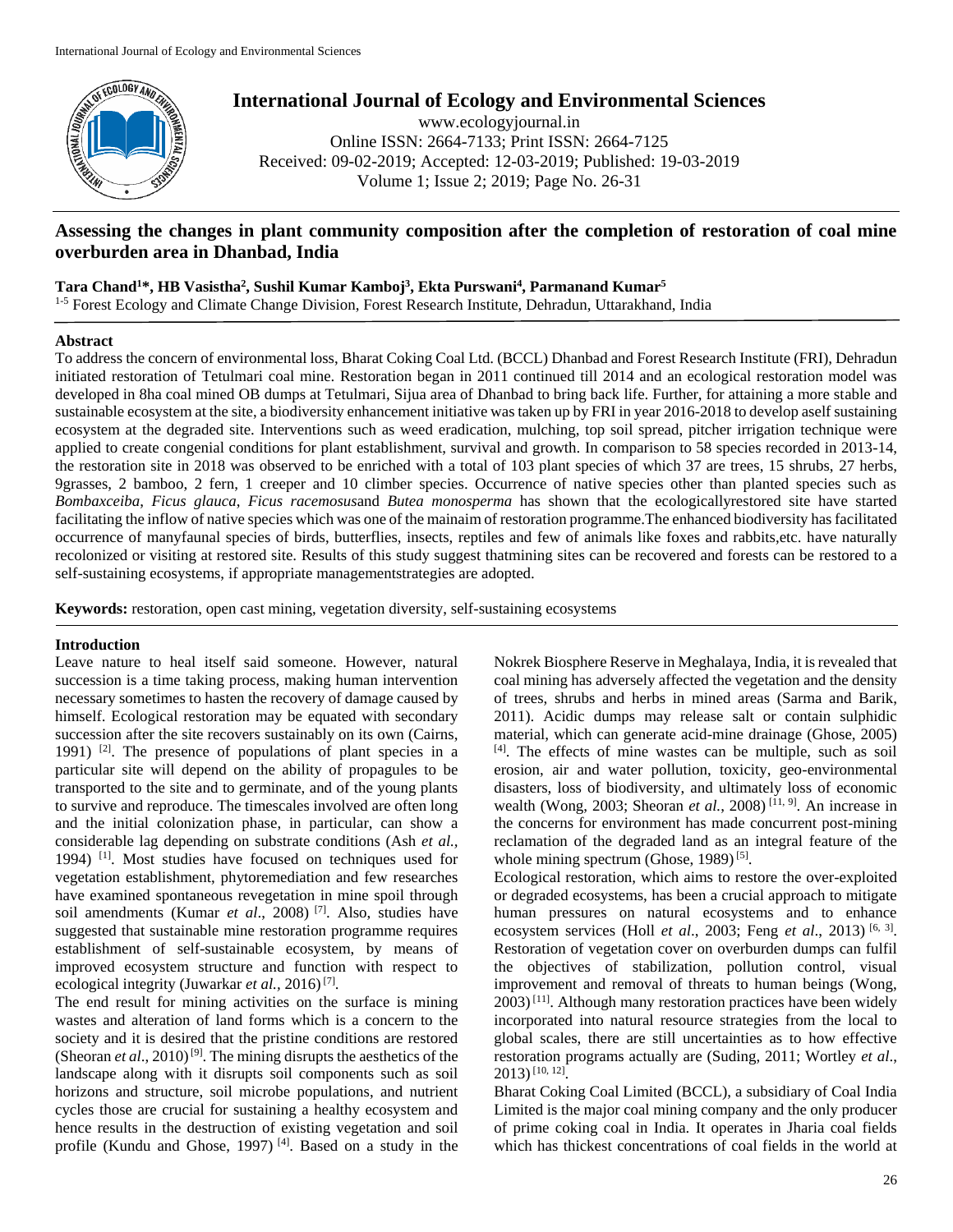# Assessing the changes in plant community composition after the completion of restoration of coal mine overburden area in Dhanbad, India

**Tara Chand[1]*, HB Vasistha[2], Sushil Kumar Kamboj[3], Ekta Purswani[4], Parmanand Kumar[5]**

[1-5] Forest Ecology and Climate Change Division, Forest Research Institute, Dehradun, Uttarakhand, India

## Abstract

To address the concern of environmental loss, Bharat Coking Coal Ltd. (BCCL) Dhanbad and Forest Research Institute (FRI), Dehradun initiated restoration of Tetulmari coal mine. Restoration began in 2011 continued till 2014 and an ecological restoration model was developed in 8ha coal mined OB dumps at Tetulmari, Sijua area of Dhanbad to bring back life. Further, for attaining a more stable and sustainable ecosystem at the site, a biodiversity enhancement initiative was taken up by FRI in year 2016-2018 to develop aself sustaining ecosystem at the degraded site. Interventions such as weed eradication, mulching, top soil spread, pitcher irrigation technique were applied to create congenial conditions for plant establishment, survival and growth. In comparison to 58 species recorded in 2013-14, the restoration site in 2018 was observed to be enriched with a total of 103 plant species of which 37 are trees, 15 shrubs, 27 herbs, 9grasses, 2 bamboo, 2 fern, 1 creeper and 10 climber species. Occurrence of native species other than planted species such as *Bombaxceiba*, *Ficus glauca*, *Ficus racemosus*and *Butea monosperma* has shown that the ecologicallyrestored site have started facilitating the inflow of native species which was one of the mainaim of restoration programme.The enhanced biodiversity has facilitated occurrence of manyfaunal species of birds, butterflies, insects, reptiles and few of animals like foxes and rabbits,etc. have naturally recolonized or visiting at restored site. Results of this study suggest thatmining sites can be recovered and forests can be restored to a self-sustaining ecosystems, if appropriate managementstrategies are adopted.

**Keywords:** restoration, open cast mining, vegetation diversity, self-sustaining ecosystems

## Introduction

Leave nature to heal itself said someone. However, natural succession is a time taking process, making human intervention necessary sometimes to hasten the recovery of damage caused by himself. Ecological restoration may be equated with secondary succession after the site recovers sustainably on its own (Cairns, 1991) [2]. The presence of populations of plant species in a particular site will depend on the ability of propagules to be transported to the site and to germinate, and of the young plants to survive and reproduce. The timescales involved are often long and the initial colonization phase, in particular, can show a considerable lag depending on substrate conditions (Ash *et al.,* 1994) [1]. Most studies have focused on techniques used for vegetation establishment, phytoremediation and few researches have examined spontaneous revegetation in mine spoil through soil amendments (Kumar *et al*., 2008) [7]. Also, studies have suggested that sustainable mine restoration programme requires establishment of self-sustainable ecosystem, by means of improved ecosystem structure and function with respect to ecological integrity (Juwarkar *et al.*, 2016) [7].

The end result for mining activities on the surface is mining wastes and alteration of land forms which is a concern to the society and it is desired that the pristine conditions are restored (Sheoran *et al*., 2010) [9]. The mining disrupts the aesthetics of the landscape along with it disrupts soil components such as soil horizons and structure, soil microbe populations, and nutrient cycles those are crucial for sustaining a healthy ecosystem and hence results in the destruction of existing vegetation and soil profile (Kundu and Ghose, 1997) [4]. Based on a study in the Nokrek Biosphere Reserve in Meghalaya, India, it is revealed that coal mining has adversely affected the vegetation and the density of trees, shrubs and herbs in mined areas (Sarma and Barik, 2011). Acidic dumps may release salt or contain sulphidic material, which can generate acid-mine drainage (Ghose, 2005) [4]. The effects of mine wastes can be multiple, such as soil erosion, air and water pollution, toxicity, geo-environmental disasters, loss of biodiversity, and ultimately loss of economic wealth (Wong, 2003; Sheoran *et al.*, 2008) [11, 9]. An increase in the concerns for environment has made concurrent post-mining reclamation of the degraded land as an integral feature of the whole mining spectrum (Ghose, 1989) [5].

Ecological restoration, which aims to restore the over-exploited or degraded ecosystems, has been a crucial approach to mitigate human pressures on natural ecosystems and to enhance ecosystem services (Holl *et al*., 2003; Feng *et al*., 2013) [6, 3]. Restoration of vegetation cover on overburden dumps can fulfil the objectives of stabilization, pollution control, visual improvement and removal of threats to human beings (Wong, 2003) [11]. Although many restoration practices have been widely incorporated into natural resource strategies from the local to global scales, there are still uncertainties as to how effective restoration programs actually are (Suding, 2011; Wortley *et al*., 2013) [10, 12].

Bharat Coking Coal Limited (BCCL), a subsidiary of Coal India Limited is the major coal mining company and the only producer of prime coking coal in India. It operates in Jharia coal fields which has thickest concentrations of coal fields in the world at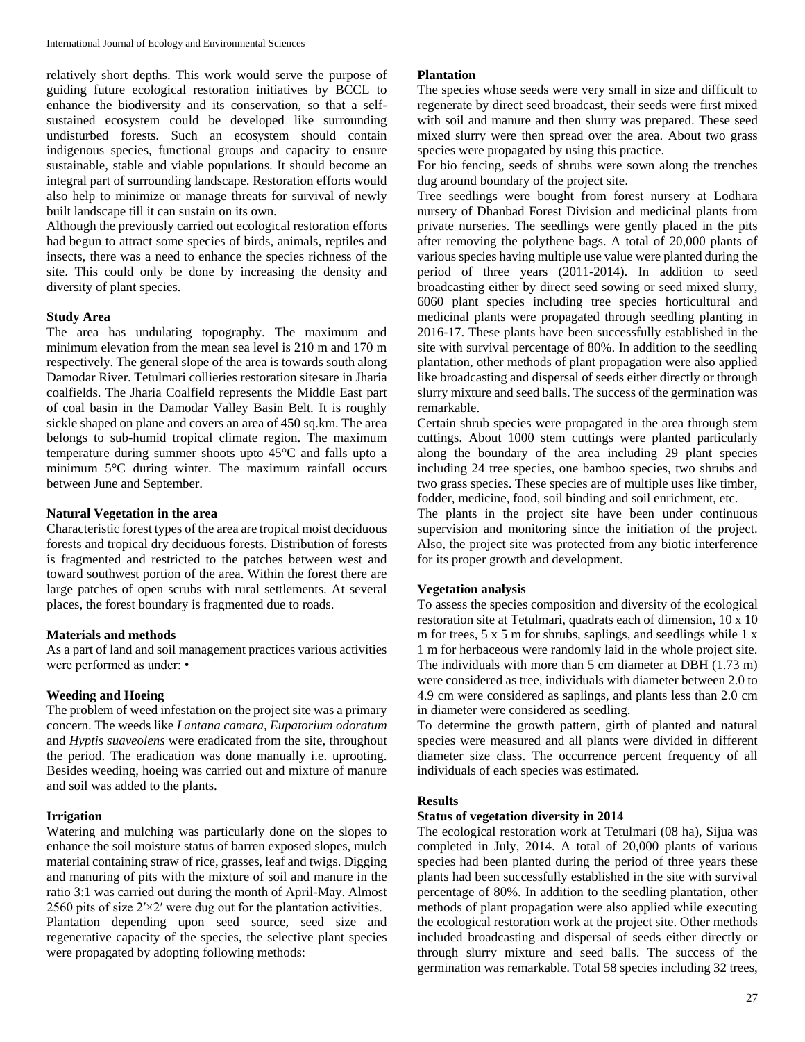relatively short depths. This work would serve the purpose of guiding future ecological restoration initiatives by BCCL to enhance the biodiversity and its conservation, so that a self-sustained ecosystem could be developed like surrounding undisturbed forests. Such an ecosystem should contain indigenous species, functional groups and capacity to ensure sustainable, stable and viable populations. It should become an integral part of surrounding landscape. Restoration efforts would also help to minimize or manage threats for survival of newly built landscape till it can sustain on its own.

Although the previously carried out ecological restoration efforts had begun to attract some species of birds, animals, reptiles and insects, there was a need to enhance the species richness of the site. This could only be done by increasing the density and diversity of plant species.

### Study Area

The area has undulating topography. The maximum and minimum elevation from the mean sea level is 210 m and 170 m respectively. The general slope of the area is towards south along Damodar River. Tetulmari collieries restoration sitesare in Jharia coalfields. The Jharia Coalfield represents the Middle East part of coal basin in the Damodar Valley Basin Belt. It is roughly sickle shaped on plane and covers an area of 450 sq.km. The area belongs to sub-humid tropical climate region. The maximum temperature during summer shoots upto 45°C and falls upto a minimum 5°C during winter. The maximum rainfall occurs between June and September.

### Natural Vegetation in the area

Characteristic forest types of the area are tropical moist deciduous forests and tropical dry deciduous forests. Distribution of forests is fragmented and restricted to the patches between west and toward southwest portion of the area. Within the forest there are large patches of open scrubs with rural settlements. At several places, the forest boundary is fragmented due to roads.

### Materials and methods

As a part of land and soil management practices various activities were performed as under: •

### Weeding and Hoeing

The problem of weed infestation on the project site was a primary concern. The weeds like *Lantana camara*, *Eupatorium odoratum* and *Hyptis suaveolens* were eradicated from the site, throughout the period. The eradication was done manually i.e. uprooting. Besides weeding, hoeing was carried out and mixture of manure and soil was added to the plants.

### Irrigation

Watering and mulching was particularly done on the slopes to enhance the soil moisture status of barren exposed slopes, mulch material containing straw of rice, grasses, leaf and twigs. Digging and manuring of pits with the mixture of soil and manure in the ratio 3:1 was carried out during the month of April-May. Almost 2560 pits of size 2′×2′ were dug out for the plantation activities.

Plantation depending upon seed source, seed size and regenerative capacity of the species, the selective plant species were propagated by adopting following methods:

### Plantation

The species whose seeds were very small in size and difficult to regenerate by direct seed broadcast, their seeds were first mixed with soil and manure and then slurry was prepared. These seed mixed slurry were then spread over the area. About two grass species were propagated by using this practice.

For bio fencing, seeds of shrubs were sown along the trenches dug around boundary of the project site.

Tree seedlings were bought from forest nursery at Lodhara nursery of Dhanbad Forest Division and medicinal plants from private nurseries. The seedlings were gently placed in the pits after removing the polythene bags. A total of 20,000 plants of various species having multiple use value were planted during the period of three years (2011-2014). In addition to seed broadcasting either by direct seed sowing or seed mixed slurry, 6060 plant species including tree species horticultural and medicinal plants were propagated through seedling planting in 2016-17. These plants have been successfully established in the site with survival percentage of 80%. In addition to the seedling plantation, other methods of plant propagation were also applied like broadcasting and dispersal of seeds either directly or through slurry mixture and seed balls. The success of the germination was remarkable.

Certain shrub species were propagated in the area through stem cuttings. About 1000 stem cuttings were planted particularly along the boundary of the area including 29 plant species including 24 tree species, one bamboo species, two shrubs and two grass species. These species are of multiple uses like timber, fodder, medicine, food, soil binding and soil enrichment, etc.

The plants in the project site have been under continuous supervision and monitoring since the initiation of the project. Also, the project site was protected from any biotic interference for its proper growth and development.

### Vegetation analysis

To assess the species composition and diversity of the ecological restoration site at Tetulmari, quadrats each of dimension, 10 x 10 m for trees, 5 x 5 m for shrubs, saplings, and seedlings while 1 x 1 m for herbaceous were randomly laid in the whole project site. The individuals with more than 5 cm diameter at DBH (1.73 m) were considered as tree, individuals with diameter between 2.0 to 4.9 cm were considered as saplings, and plants less than 2.0 cm in diameter were considered as seedling.

To determine the growth pattern, girth of planted and natural species were measured and all plants were divided in different diameter size class. The occurrence percent frequency of all individuals of each species was estimated.

## Results

### Status of vegetation diversity in 2014

The ecological restoration work at Tetulmari (08 ha), Sijua was completed in July, 2014. A total of 20,000 plants of various species had been planted during the period of three years these plants had been successfully established in the site with survival percentage of 80%. In addition to the seedling plantation, other methods of plant propagation were also applied while executing the ecological restoration work at the project site. Other methods included broadcasting and dispersal of seeds either directly or through slurry mixture and seed balls. The success of the germination was remarkable. Total 58 species including 32 trees,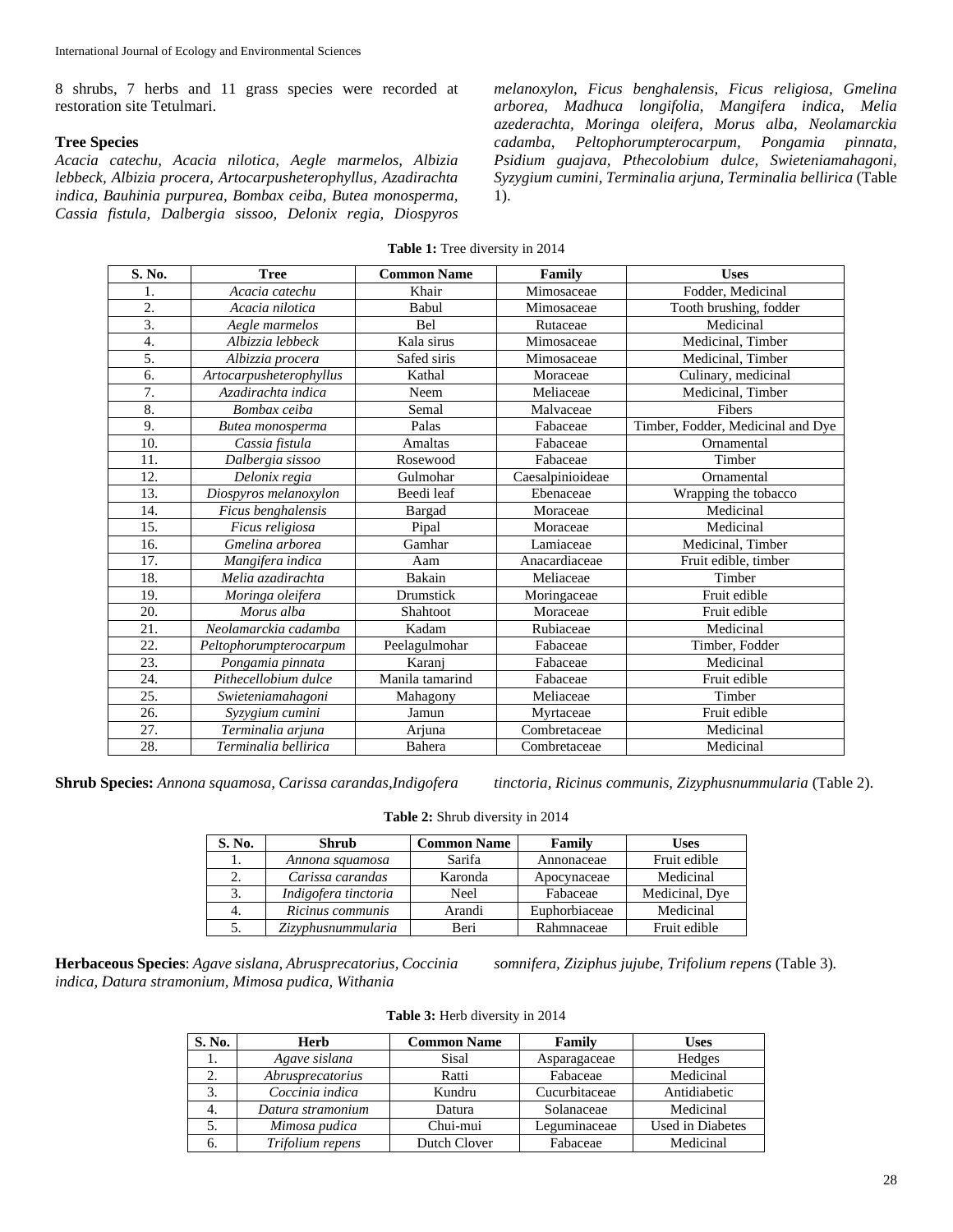8 shrubs, 7 herbs and 11 grass species were recorded at restoration site Tetulmari.

### Tree Species

*Acacia catechu, Acacia nilotica, Aegle marmelos, Albizia lebbeck, Albizia procera, Artocarpusheterophyllus, Azadirachta indica, Bauhinia purpurea, Bombax ceiba, Butea monosperma, Cassia fistula, Dalbergia sissoo, Delonix regia, Diospyros melanoxylon, Ficus benghalensis, Ficus religiosa, Gmelina arborea, Madhuca longifolia, Mangifera indica, Melia azederachta, Moringa oleifera, Morus alba, Neolamarckia cadamba, Peltophorumpterocarpum, Pongamia pinnata, Psidium guajava, Pthecolobium dulce, Swieteniamahagoni, Syzygium cumini, Terminalia arjuna, Terminalia bellirica* (Table 1).

**Table 1:** Tree diversity in 2014

| S. No. | Tree | Common Name | Family | Uses |
|---|---|---|---|---|
| 1. | *Acacia catechu* | Khair | Mimosaceae | Fodder, Medicinal |
| 2. | *Acacia nilotica* | Babul | Mimosaceae | Tooth brushing, fodder |
| 3. | *Aegle marmelos* | Bel | Rutaceae | Medicinal |
| 4. | *Albizzia lebbeck* | Kala sirus | Mimosaceae | Medicinal, Timber |
| 5. | *Albizzia procera* | Safed siris | Mimosaceae | Medicinal, Timber |
| 6. | *Artocarpusheterophyllus* | Kathal | Moraceae | Culinary, medicinal |
| 7. | *Azadirachta indica* | Neem | Meliaceae | Medicinal, Timber |
| 8. | *Bombax ceiba* | Semal | Malvaceae | Fibers |
| 9. | *Butea monosperma* | Palas | Fabaceae | Timber, Fodder, Medicinal and Dye |
| 10. | *Cassia fistula* | Amaltas | Fabaceae | Ornamental |
| 11. | *Dalbergia sissoo* | Rosewood | Fabaceae | Timber |
| 12. | *Delonix regia* | Gulmohar | Caesalpinioideae | Ornamental |
| 13. | *Diospyros melanoxylon* | Beedi leaf | Ebenaceae | Wrapping the tobacco |
| 14. | *Ficus benghalensis* | Bargad | Moraceae | Medicinal |
| 15. | *Ficus religiosa* | Pipal | Moraceae | Medicinal |
| 16. | *Gmelina arborea* | Gamhar | Lamiaceae | Medicinal, Timber |
| 17. | *Mangifera indica* | Aam | Anacardiaceae | Fruit edible, timber |
| 18. | *Melia azadirachta* | Bakain | Meliaceae | Timber |
| 19. | *Moringa oleifera* | Drumstick | Moringaceae | Fruit edible |
| 20. | *Morus alba* | Shahtoot | Moraceae | Fruit edible |
| 21. | *Neolamarckia cadamba* | Kadam | Rubiaceae | Medicinal |
| 22. | *Peltophorumpterocarpum* | Peelagulmohar | Fabaceae | Timber, Fodder |
| 23. | *Pongamia pinnata* | Karanj | Fabaceae | Medicinal |
| 24. | *Pithecellobium dulce* | Manila tamarind | Fabaceae | Fruit edible |
| 25. | *Swieteniamahagoni* | Mahagony | Meliaceae | Timber |
| 26. | *Syzygium cumini* | Jamun | Myrtaceae | Fruit edible |
| 27. | *Terminalia arjuna* | Arjuna | Combretaceae | Medicinal |
| 28. | *Terminalia bellirica* | Bahera | Combretaceae | Medicinal |

**Shrub Species:** *Annona squamosa, Carissa carandas,Indigofera tinctoria, Ricinus communis, Zizyphusnummularia* (Table 2).

**Table 2:** Shrub diversity in 2014

| S. No. | Shrub | Common Name | Family | Uses |
|---|---|---|---|---|
| 1. | *Annona squamosa* | Sarifa | Annonaceae | Fruit edible |
| 2. | *Carissa carandas* | Karonda | Apocynaceae | Medicinal |
| 3. | *Indigofera tinctoria* | Neel | Fabaceae | Medicinal, Dye |
| 4. | *Ricinus communis* | Arandi | Euphorbiaceae | Medicinal |
| 5. | *Zizyphusnummularia* | Beri | Rahmnaceae | Fruit edible |

**Herbaceous Species**: *Agave sislana, Abrusprecatorius, Coccinia indica, Datura stramonium, Mimosa pudica, Withania somnifera, Ziziphus jujube, Trifolium repens* (Table 3).

**Table 3:** Herb diversity in 2014

| S. No. | Herb | Common Name | Family | Uses |
|---|---|---|---|---|
| 1. | *Agave sislana* | Sisal | Asparagaceae | Hedges |
| 2. | *Abrusprecatorius* | Ratti | Fabaceae | Medicinal |
| 3. | *Coccinia indica* | Kundru | Cucurbitaceae | Antidiabetic |
| 4. | *Datura stramonium* | Datura | Solanaceae | Medicinal |
| 5. | *Mimosa pudica* | Chui-mui | Leguminaceae | Used in Diabetes |
| 6. | *Trifolium repens* | Dutch Clover | Fabaceae | Medicinal |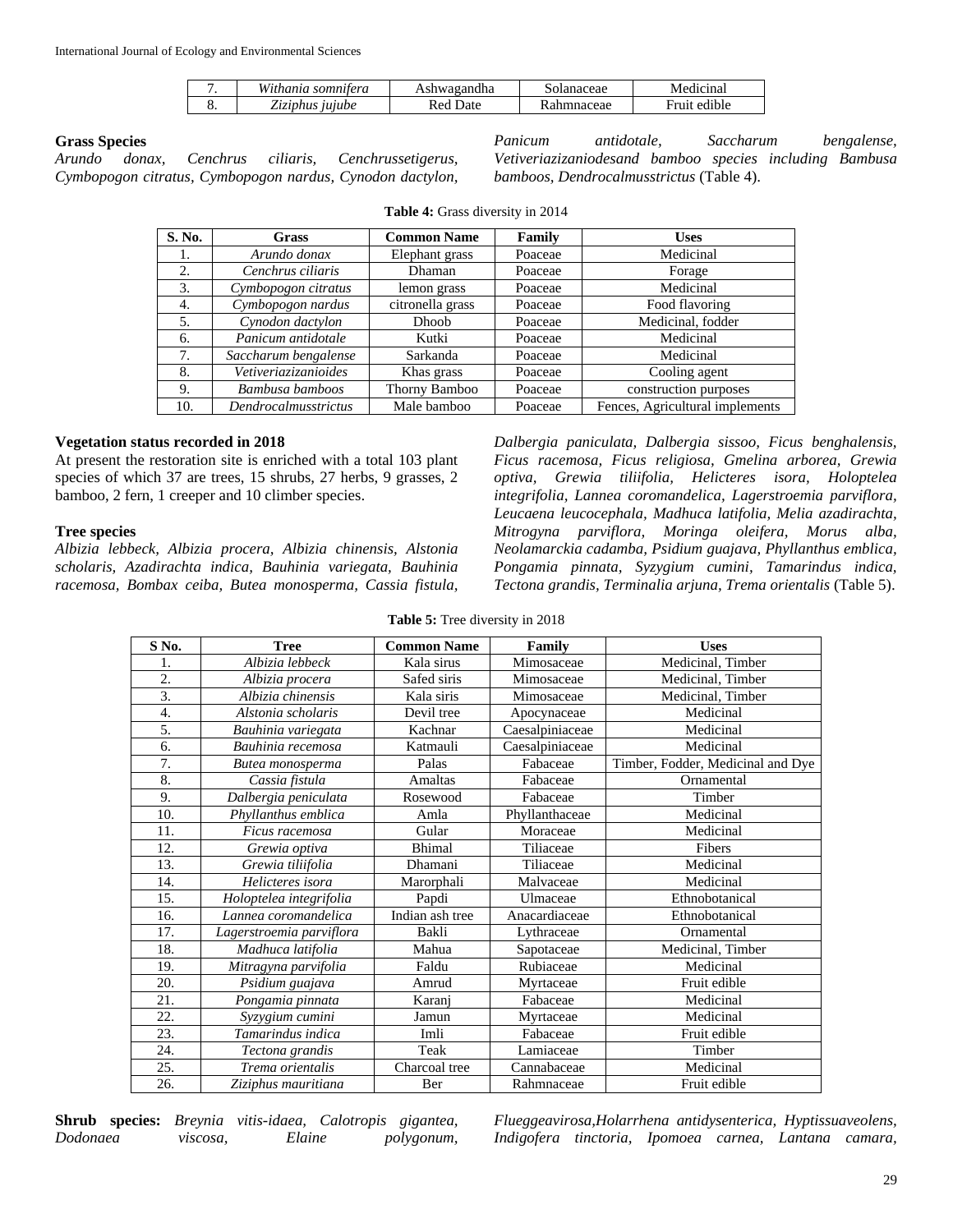| 7. | *Withania somnifera* | Ashwagandha | Solanaceae | Medicinal |
|---|---|---|---|---|
| 8. | *Ziziphus jujube* | Red Date | Rahmnaceae | Fruit edible |

**Grass Species**

*Arundo donax, Cenchrus ciliaris, Cenchrussetigerus, Cymbopogon citratus, Cymbopogon nardus, Cynodon dactylon, Panicum antidotale, Saccharum bengalense, Vetiveriazizaniodesand bamboo species including Bambusa bamboos, Dendrocalmusstrictus* (Table 4).

**Table 4:** Grass diversity in 2014

| S. No. | Grass | Common Name | Family | Uses |
|---|---|---|---|---|
| 1. | *Arundo donax* | Elephant grass | Poaceae | Medicinal |
| 2. | *Cenchrus ciliaris* | Dhaman | Poaceae | Forage |
| 3. | *Cymbopogon citratus* | lemon grass | Poaceae | Medicinal |
| 4. | *Cymbopogon nardus* | citronella grass | Poaceae | Food flavoring |
| 5. | *Cynodon dactylon* | Dhoob | Poaceae | Medicinal, fodder |
| 6. | *Panicum antidotale* | Kutki | Poaceae | Medicinal |
| 7. | *Saccharum bengalense* | Sarkanda | Poaceae | Medicinal |
| 8. | *Vetiveriazizanioides* | Khas grass | Poaceae | Cooling agent |
| 9. | *Bambusa bamboos* | Thorny Bamboo | Poaceae | construction purposes |
| 10. | *Dendrocalmusstrictus* | Male bamboo | Poaceae | Fences, Agricultural implements |

**Vegetation status recorded in 2018**

At present the restoration site is enriched with a total 103 plant species of which 37 are trees, 15 shrubs, 27 herbs, 9 grasses, 2 bamboo, 2 fern, 1 creeper and 10 climber species.

**Tree species**

*Albizia lebbeck, Albizia procera, Albizia chinensis, Alstonia scholaris, Azadirachta indica, Bauhinia variegata, Bauhinia racemosa, Bombax ceiba, Butea monosperma, Cassia fistula, Dalbergia paniculata, Dalbergia sissoo, Ficus benghalensis, Ficus racemosa, Ficus religiosa, Gmelina arborea, Grewia optiva, Grewia tiliifolia, Helicteres isora, Holoptelea integrifolia, Lannea coromandelica, Lagerstroemia parviflora, Leucaena leucocephala, Madhuca latifolia, Melia azadirachta, Mitrogyna parviflora, Moringa oleifera, Morus alba, Neolamarckia cadamba, Psidium guajava, Phyllanthus emblica, Pongamia pinnata, Syzygium cumini, Tamarindus indica, Tectona grandis, Terminalia arjuna, Trema orientalis* (Table 5).

**Table 5:** Tree diversity in 2018

| S No. | Tree | Common Name | Family | Uses |
|---|---|---|---|---|
| 1. | *Albizia lebbeck* | Kala sirus | Mimosaceae | Medicinal, Timber |
| 2. | *Albizia procera* | Safed siris | Mimosaceae | Medicinal, Timber |
| 3. | *Albizia chinensis* | Kala siris | Mimosaceae | Medicinal, Timber |
| 4. | *Alstonia scholaris* | Devil tree | Apocynaceae | Medicinal |
| 5. | *Bauhinia variegata* | Kachnar | Caesalpiniaceae | Medicinal |
| 6. | *Bauhinia recemosa* | Katmauli | Caesalpiniaceae | Medicinal |
| 7. | *Butea monosperma* | Palas | Fabaceae | Timber, Fodder, Medicinal and Dye |
| 8. | *Cassia fistula* | Amaltas | Fabaceae | Ornamental |
| 9. | *Dalbergia peniculata* | Rosewood | Fabaceae | Timber |
| 10. | *Phyllanthus emblica* | Amla | Phyllanthaceae | Medicinal |
| 11. | *Ficus racemosa* | Gular | Moraceae | Medicinal |
| 12. | *Grewia optiva* | Bhimal | Tiliaceae | Fibers |
| 13. | *Grewia tiliifolia* | Dhamani | Tiliaceae | Medicinal |
| 14. | *Helicteres isora* | Marorphali | Malvaceae | Medicinal |
| 15. | *Holoptelea integrifolia* | Papdi | Ulmaceae | Ethnobotanical |
| 16. | *Lannea coromandelica* | Indian ash tree | Anacardiaceae | Ethnobotanical |
| 17. | *Lagerstroemia parviflora* | Bakli | Lythraceae | Ornamental |
| 18. | *Madhuca latifolia* | Mahua | Sapotaceae | Medicinal, Timber |
| 19. | *Mitragyna parvifolia* | Faldu | Rubiaceae | Medicinal |
| 20. | *Psidium guajava* | Amrud | Myrtaceae | Fruit edible |
| 21. | *Pongamia pinnata* | Karanj | Fabaceae | Medicinal |
| 22. | *Syzygium cumini* | Jamun | Myrtaceae | Medicinal |
| 23. | *Tamarindus indica* | Imli | Fabaceae | Fruit edible |
| 24. | *Tectona grandis* | Teak | Lamiaceae | Timber |
| 25. | *Trema orientalis* | Charcoal tree | Cannabaceae | Medicinal |
| 26. | *Ziziphus mauritiana* | Ber | Rahmnaceae | Fruit edible |

**Shrub species:** *Breynia vitis-idaea, Calotropis gigantea, Dodonaea viscosa, Elaine polygonum, Flueggeavirosa,Holarrhena antidysenterica, Hyptissuaveolens, Indigofera tinctoria, Ipomoea carnea, Lantana camara,*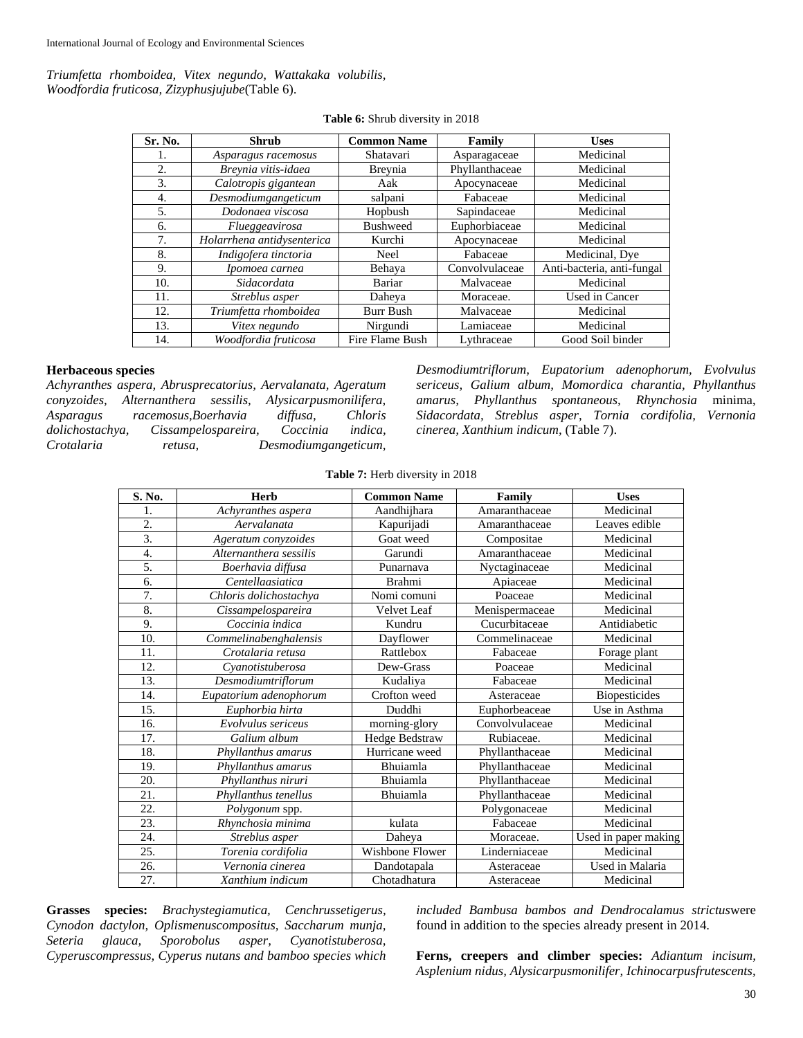*Triumfetta rhomboidea, Vitex negundo, Wattakaka volubilis, Woodfordia fruticosa, Zizyphusjujube*(Table 6).

**Table 6:** Shrub diversity in 2018

| Sr. No. | Shrub | Common Name | Family | Uses |
|---|---|---|---|---|
| 1. | *Asparagus racemosus* | Shatavari | Asparagaceae | Medicinal |
| 2. | *Breynia vitis-idaea* | Breynia | Phyllanthaceae | Medicinal |
| 3. | *Calotropis gigantean* | Aak | Apocynaceae | Medicinal |
| 4. | *Desmodiumgangeticum* | salpani | Fabaceae | Medicinal |
| 5. | *Dodonaea viscosa* | Hopbush | Sapindaceae | Medicinal |
| 6. | *Flueggeavirosa* | Bushweed | Euphorbiaceae | Medicinal |
| 7. | *Holarrhena antidysenterica* | Kurchi | Apocynaceae | Medicinal |
| 8. | *Indigofera tinctoria* | Neel | Fabaceae | Medicinal, Dye |
| 9. | *Ipomoea carnea* | Behaya | Convolvulaceae | Anti-bacteria, anti-fungal |
| 10. | *Sidacordata* | Bariar | Malvaceae | Medicinal |
| 11. | *Streblus asper* | Daheya | Moraceae. | Used in Cancer |
| 12. | *Triumfetta rhomboidea* | Burr Bush | Malvaceae | Medicinal |
| 13. | *Vitex negundo* | Nirgundi | Lamiaceae | Medicinal |
| 14. | *Woodfordia fruticosa* | Fire Flame Bush | Lythraceae | Good Soil binder |

**Herbaceous species**

*Achyranthes aspera, Abrusprecatorius, Aervalanata, Ageratum conyzoides, Alternanthera sessilis, Alysicarpusmonilifera, Asparagus racemosus,Boerhavia diffusa, Chloris dolichostachya, Cissampelospareira, Coccinia indica, Crotalaria retusa, Desmodiumgangeticum, Desmodiumtriflorum, Eupatorium adenophorum, Evolvulus sericeus, Galium album, Momordica charantia, Phyllanthus amarus, Phyllanthus spontaneous, Rhynchosia* minima, *Sidacordata, Streblus asper, Tornia cordifolia, Vernonia cinerea, Xanthium indicum,* (Table 7).

**Table 7:** Herb diversity in 2018

| S. No. | Herb | Common Name | Family | Uses |
|---|---|---|---|---|
| 1. | *Achyranthes aspera* | Aandhijhara | Amaranthaceae | Medicinal |
| 2. | *Aervalanata* | Kapurijadi | Amaranthaceae | Leaves edible |
| 3. | *Ageratum conyzoides* | Goat weed | Compositae | Medicinal |
| 4. | *Alternanthera sessilis* | Garundi | Amaranthaceae | Medicinal |
| 5. | *Boerhavia diffusa* | Punarnava | Nyctaginaceae | Medicinal |
| 6. | *Centellaasiatica* | Brahmi | Apiaceae | Medicinal |
| 7. | *Chloris dolichostachya* | Nomi comuni | Poaceae | Medicinal |
| 8. | *Cissampelospareira* | Velvet Leaf | Menispermaceae | Medicinal |
| 9. | *Coccinia indica* | Kundru | Cucurbitaceae | Antidiabetic |
| 10. | *Commelinabenghalensis* | Dayflower | Commelinaceae | Medicinal |
| 11. | *Crotalaria retusa* | Rattlebox | Fabaceae | Forage plant |
| 12. | *Cyanotistuberosa* | Dew-Grass | Poaceae | Medicinal |
| 13. | *Desmodiumtriflorum* | Kudaliya | Fabaceae | Medicinal |
| 14. | *Eupatorium adenophorum* | Crofton weed | Asteraceae | Biopesticides |
| 15. | *Euphorbia hirta* | Duddhi | Euphorbeaceae | Use in Asthma |
| 16. | *Evolvulus sericeus* | morning-glory | Convolvulaceae | Medicinal |
| 17. | *Galium album* | Hedge Bedstraw | Rubiaceae. | Medicinal |
| 18. | *Phyllanthus amarus* | Hurricane weed | Phyllanthaceae | Medicinal |
| 19. | *Phyllanthus amarus* | Bhuiamla | Phyllanthaceae | Medicinal |
| 20. | *Phyllanthus niruri* | Bhuiamla | Phyllanthaceae | Medicinal |
| 21. | *Phyllanthus tenellus* | Bhuiamla | Phyllanthaceae | Medicinal |
| 22. | *Polygonum* spp. | | Polygonaceae | Medicinal |
| 23. | *Rhynchosia minima* | kulata | Fabaceae | Medicinal |
| 24. | *Streblus asper* | Daheya | Moraceae. | Used in paper making |
| 25. | *Torenia cordifolia* | Wishbone Flower | Linderniaceae | Medicinal |
| 26. | *Vernonia cinerea* | Dandotapala | Asteraceae | Used in Malaria |
| 27. | *Xanthium indicum* | Chotadhatura | Asteraceae | Medicinal |

**Grasses species:** *Brachystegiamutica, Cenchrussetigerus, Cynodon dactylon, Oplismenuscompositus, Saccharum munja, Seteria glauca, Sporobolus asper, Cyanotistuberosa, Cyperuscompressus, Cyperus nutans and bamboo species which included Bambusa bambos and Dendrocalamus strictus*were found in addition to the species already present in 2014.

**Ferns, creepers and climber species:** *Adiantum incisum, Asplenium nidus, Alysicarpusmonilifer, Ichinocarpusfrutescents,*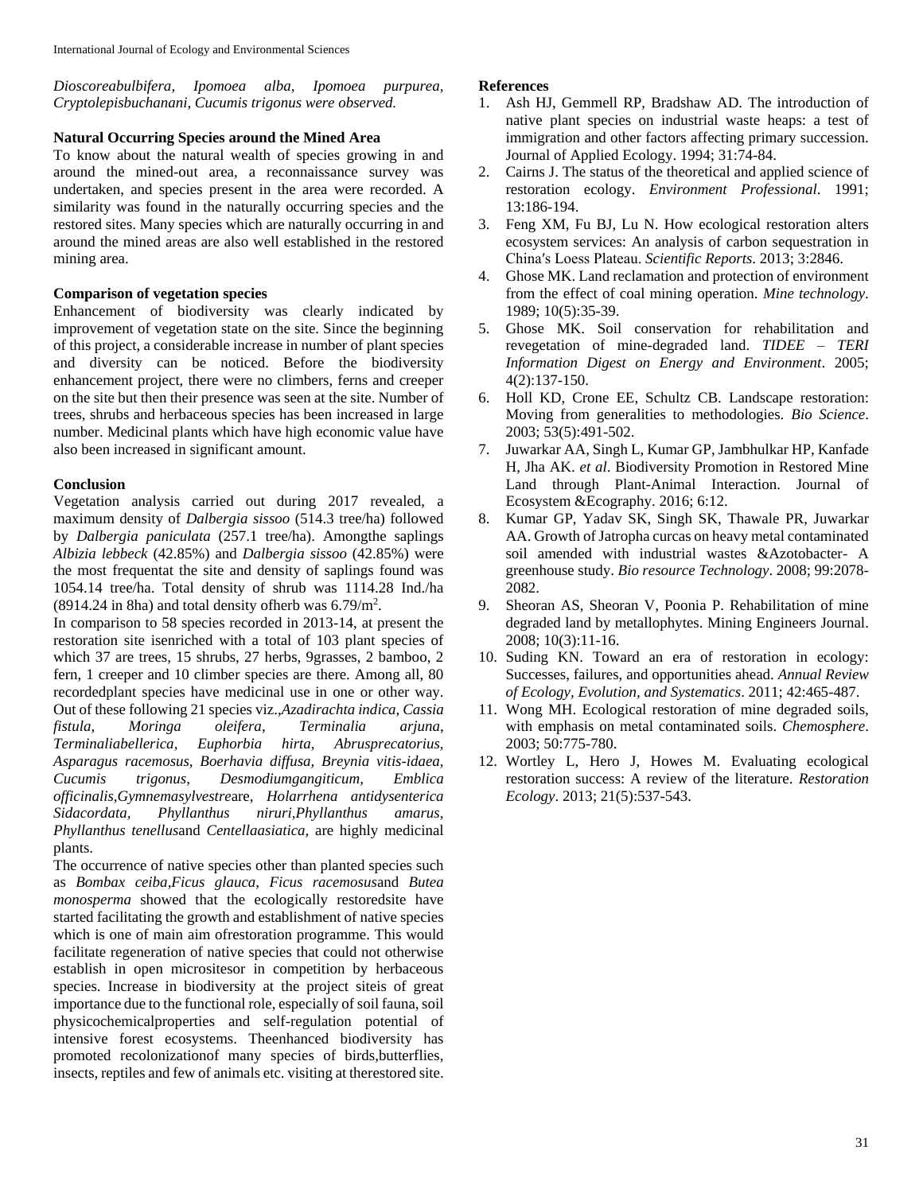*Dioscoreabulbifera, Ipomoea alba, Ipomoea purpurea, Cryptolepisbuchanani, Cucumis trigonus were observed.*

**Natural Occurring Species around the Mined Area**

To know about the natural wealth of species growing in and around the mined-out area, a reconnaissance survey was undertaken, and species present in the area were recorded. A similarity was found in the naturally occurring species and the restored sites. Many species which are naturally occurring in and around the mined areas are also well established in the restored mining area.

**Comparison of vegetation species**

Enhancement of biodiversity was clearly indicated by improvement of vegetation state on the site. Since the beginning of this project, a considerable increase in number of plant species and diversity can be noticed. Before the biodiversity enhancement project, there were no climbers, ferns and creeper on the site but then their presence was seen at the site. Number of trees, shrubs and herbaceous species has been increased in large number. Medicinal plants which have high economic value have also been increased in significant amount.

**Conclusion**

Vegetation analysis carried out during 2017 revealed, a maximum density of *Dalbergia sissoo* (514.3 tree/ha) followed by *Dalbergia paniculata* (257.1 tree/ha). Amongthe saplings *Albizia lebbeck* (42.85%) and *Dalbergia sissoo* (42.85%) were the most frequentat the site and density of saplings found was 1054.14 tree/ha. Total density of shrub was 1114.28 Ind./ha (8914.24 in 8ha) and total density ofherb was 6.79/m$^2$.

In comparison to 58 species recorded in 2013-14, at present the restoration site isenriched with a total of 103 plant species of which 37 are trees, 15 shrubs, 27 herbs, 9grasses, 2 bamboo, 2 fern, 1 creeper and 10 climber species are there. Among all, 80 recordedplant species have medicinal use in one or other way. Out of these following 21 species viz.,*Azadirachta indica, Cassia fistula, Moringa oleifera, Terminalia arjuna, Terminaliabellerica, Euphorbia hirta, Abrusprecatorius, Asparagus racemosus, Boerhavia diffusa, Breynia vitis-idaea, Cucumis trigonus, Desmodiumgangiticum, Emblica officinalis,Gymnemasylvestre*are, *Holarrhena antidysenterica Sidacordata, Phyllanthus niruri,Phyllanthus amarus, Phyllanthus tenellus*and *Centellaasiatica,* are highly medicinal plants.

The occurrence of native species other than planted species such as *Bombax ceiba,Ficus glauca, Ficus racemosus*and *Butea monosperma* showed that the ecologically restoredsite have started facilitating the growth and establishment of native species which is one of main aim ofrestoration programme. This would facilitate regeneration of native species that could not otherwise establish in open micrositesor in competition by herbaceous species. Increase in biodiversity at the project siteis of great importance due to the functional role, especially of soil fauna, soil physicochemicalproperties and self-regulation potential of intensive forest ecosystems. Theenhanced biodiversity has promoted recolonizationof many species of birds,butterflies, insects, reptiles and few of animals etc. visiting at therestored site.

**References**

1. Ash HJ, Gemmell RP, Bradshaw AD. The introduction of native plant species on industrial waste heaps: a test of immigration and other factors affecting primary succession. Journal of Applied Ecology. 1994; 31:74-84.
2. Cairns J. The status of the theoretical and applied science of restoration ecology. *Environment Professional*. 1991; 13:186-194.
3. Feng XM, Fu BJ, Lu N. How ecological restoration alters ecosystem services: An analysis of carbon sequestration in China′s Loess Plateau. *Scientific Reports*. 2013; 3:2846.
4. Ghose MK. Land reclamation and protection of environment from the effect of coal mining operation. *Mine technology*. 1989; 10(5):35-39.
5. Ghose MK. Soil conservation for rehabilitation and revegetation of mine-degraded land. *TIDEE – TERI Information Digest on Energy and Environment*. 2005; 4(2):137-150.
6. Holl KD, Crone EE, Schultz CB. Landscape restoration: Moving from generalities to methodologies. *Bio Science*. 2003; 53(5):491-502.
7. Juwarkar AA, Singh L, Kumar GP, Jambhulkar HP, Kanfade H, Jha AK. *et al*. Biodiversity Promotion in Restored Mine Land through Plant-Animal Interaction. Journal of Ecosystem &Ecography. 2016; 6:12.
8. Kumar GP, Yadav SK, Singh SK, Thawale PR, Juwarkar AA. Growth of Jatropha curcas on heavy metal contaminated soil amended with industrial wastes &Azotobacter- A greenhouse study. *Bio resource Technology*. 2008; 99:2078-2082.
9. Sheoran AS, Sheoran V, Poonia P. Rehabilitation of mine degraded land by metallophytes. Mining Engineers Journal. 2008; 10(3):11-16.
10. Suding KN. Toward an era of restoration in ecology: Successes, failures, and opportunities ahead. *Annual Review of Ecology, Evolution, and Systematics*. 2011; 42:465-487.
11. Wong MH. Ecological restoration of mine degraded soils, with emphasis on metal contaminated soils. *Chemosphere*. 2003; 50:775-780.
12. Wortley L, Hero J, Howes M. Evaluating ecological restoration success: A review of the literature. *Restoration Ecology*. 2013; 21(5):537-543.